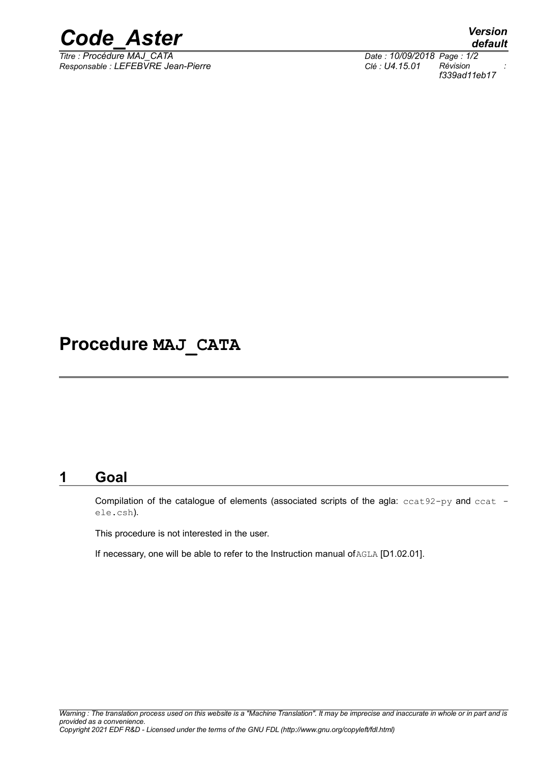# Procedure **MAJ_CATA**

## 1 Goal

Compilation of the catalogue of elements (associated scripts of the agla: `ccat92-py` and `ccat - ele.csh`).

This procedure is not interested in the user.

If necessary, one will be able to refer to the Instruction manual of `AGLA` [D1.02.01].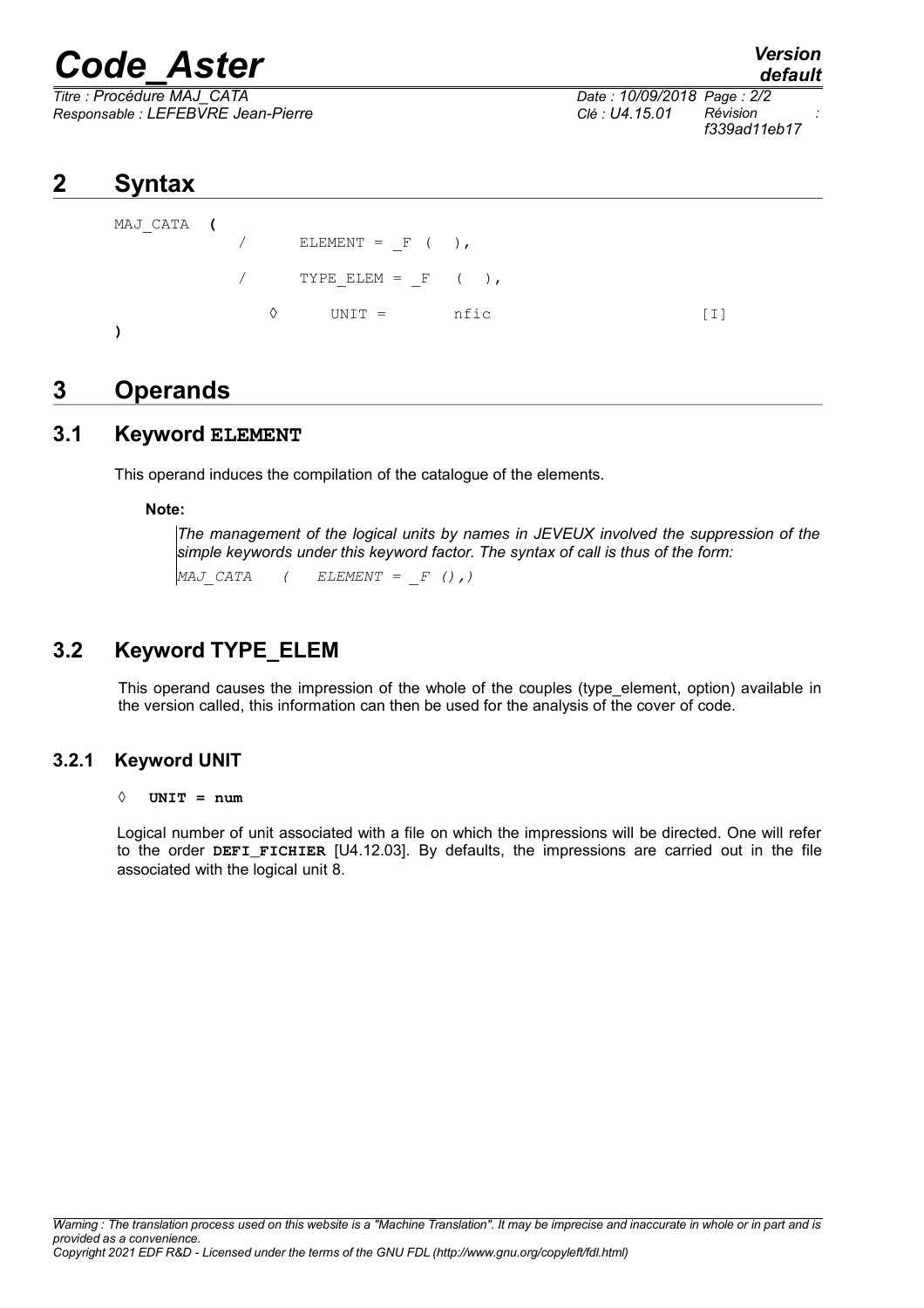# 2 Syntax

```
MAJ_CATA  (
            /     ELEMENT = _F ( ),

            /     TYPE_ELEM = _F  ( ),

               ◊     UNIT =       nfic                    [I]
)
```

# 3 Operands

## 3.1 Keyword ELEMENT

This operand induces the compilation of the catalogue of the elements.

**Note:**

*The management of the logical units by names in JEVEUX involved the suppression of the simple keywords under this keyword factor. The syntax of call is thus of the form:*

*MAJ_CATA    (    ELEMENT = _F (),)*

## 3.2 Keyword TYPE_ELEM

This operand causes the impression of the whole of the couples (type_element, option) available in the version called, this information can then be used for the analysis of the cover of code.

### 3.2.1 Keyword UNIT

◊ **UNIT = num**

Logical number of unit associated with a file on which the impressions will be directed. One will refer to the order **DEFI_FICHIER** [U4.12.03]. By defaults, the impressions are carried out in the file associated with the logical unit 8.